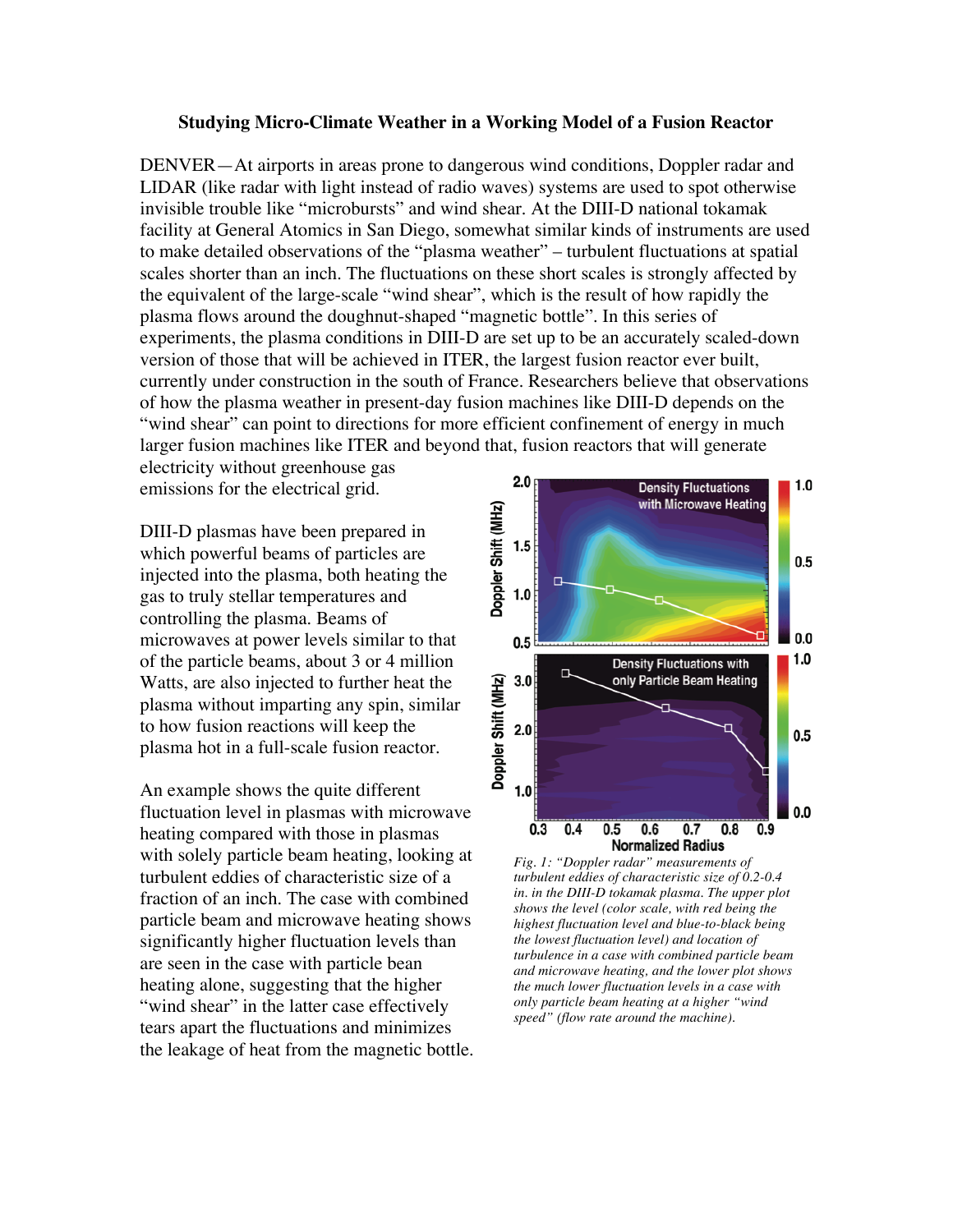**Studying Micro-Climate Weather in a Working Model of a Fusion Reactor**

DENVER—At airports in areas prone to dangerous wind conditions, Doppler radar and LIDAR (like radar with light instead of radio waves) systems are used to spot otherwise invisible trouble like "microbursts" and wind shear. At the DIII-D national tokamak facility at General Atomics in San Diego, somewhat similar kinds of instruments are used to make detailed observations of the "plasma weather" – turbulent fluctuations at spatial scales shorter than an inch. The fluctuations on these short scales is strongly affected by the equivalent of the large-scale "wind shear", which is the result of how rapidly the plasma flows around the doughnut-shaped "magnetic bottle". In this series of experiments, the plasma conditions in DIII-D are set up to be an accurately scaled-down version of those that will be achieved in ITER, the largest fusion reactor ever built, currently under construction in the south of France. Researchers believe that observations of how the plasma weather in present-day fusion machines like DIII-D depends on the "wind shear" can point to directions for more efficient confinement of energy in much larger fusion machines like ITER and beyond that, fusion reactors that will generate electricity without greenhouse gas emissions for the electrical grid.

DIII-D plasmas have been prepared in which powerful beams of particles are injected into the plasma, both heating the gas to truly stellar temperatures and controlling the plasma. Beams of microwaves at power levels similar to that of the particle beams, about 3 or 4 million Watts, are also injected to further heat the plasma without imparting any spin, similar to how fusion reactions will keep the plasma hot in a full-scale fusion reactor.

An example shows the quite different fluctuation level in plasmas with microwave heating compared with those in plasmas with solely particle beam heating, looking at turbulent eddies of characteristic size of a fraction of an inch. The case with combined particle beam and microwave heating shows significantly higher fluctuation levels than are seen in the case with particle bean heating alone, suggesting that the higher "wind shear" in the latter case effectively tears apart the fluctuations and minimizes the leakage of heat from the magnetic bottle.

*Fig. 1: "Doppler radar" measurements of turbulent eddies of characteristic size of 0.2-0.4 in. in the DIII-D tokamak plasma. The upper plot shows the level (color scale, with red being the highest fluctuation level and blue-to-black being the lowest fluctuation level) and location of turbulence in a case with combined particle beam and microwave heating, and the lower plot shows the much lower fluctuation levels in a case with only particle beam heating at a higher "wind speed" (flow rate around the machine).*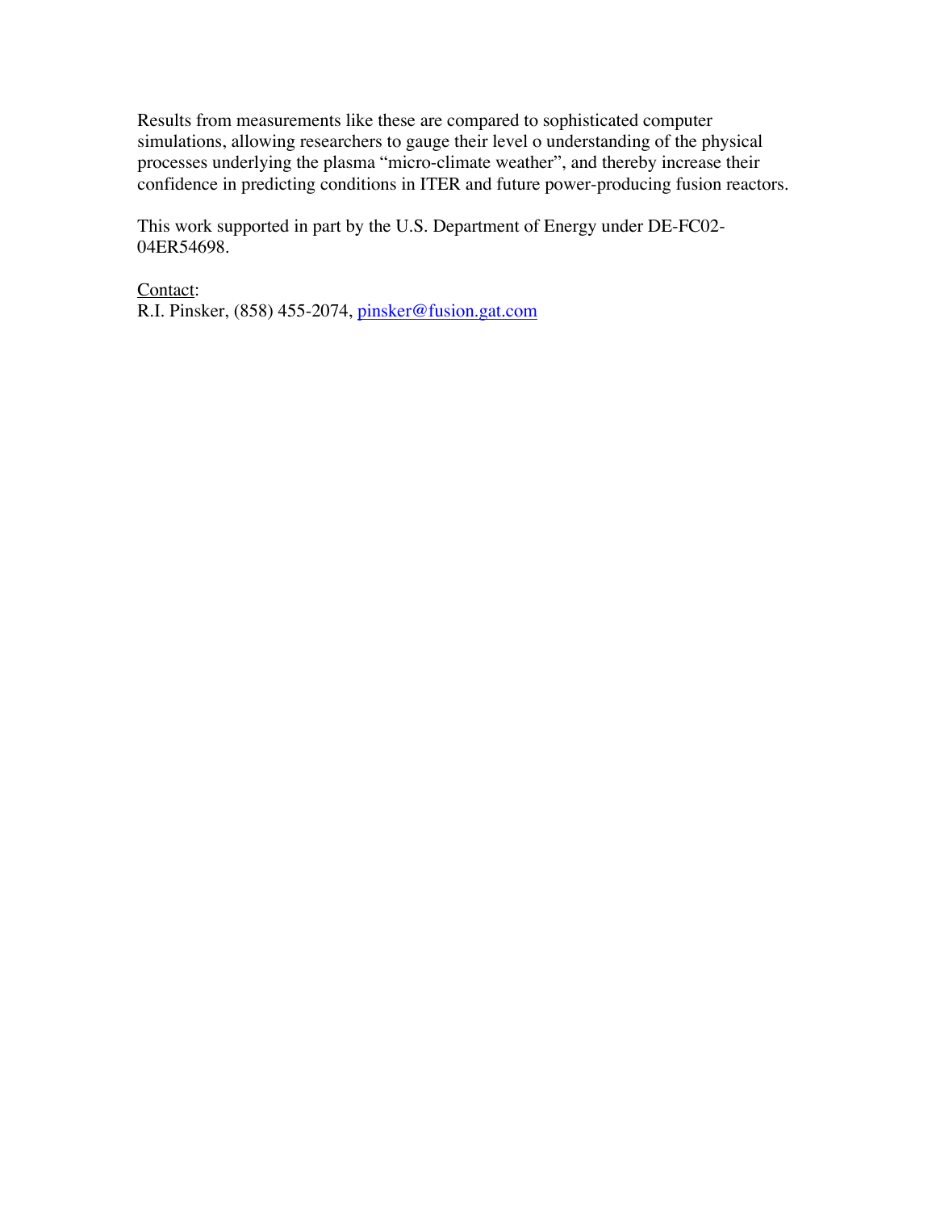Results from measurements like these are compared to sophisticated computer simulations, allowing researchers to gauge their level o understanding of the physical processes underlying the plasma "micro-climate weather", and thereby increase their confidence in predicting conditions in ITER and future power-producing fusion reactors.

This work supported in part by the U.S. Department of Energy under DE-FC02-04ER54698.

Contact:
R.I. Pinsker, (858) 455-2074, pinsker@fusion.gat.com